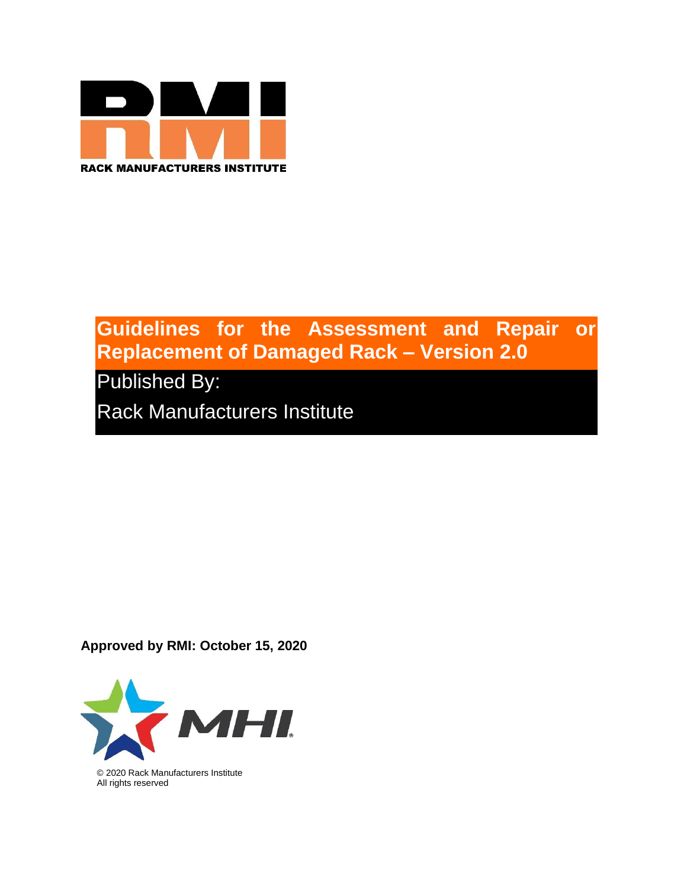RMI

RACK MANUFACTURERS INSTITUTE

# Guidelines for the Assessment and Repair or Replacement of Damaged Rack – Version 2.0

Published By:

Rack Manufacturers Institute

**Approved by RMI: October 15, 2020**

MHI

© 2020 Rack Manufacturers Institute
All rights reserved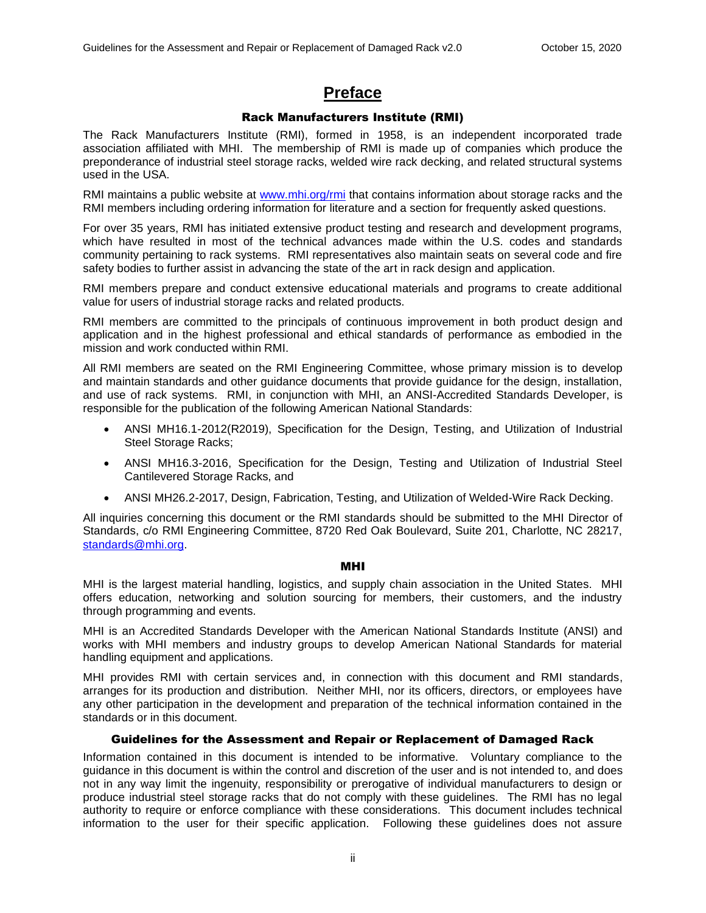# Preface

### Rack Manufacturers Institute (RMI)

The Rack Manufacturers Institute (RMI), formed in 1958, is an independent incorporated trade association affiliated with MHI. The membership of RMI is made up of companies which produce the preponderance of industrial steel storage racks, welded wire rack decking, and related structural systems used in the USA.

RMI maintains a public website at [www.mhi.org/rmi](http://www.mhi.org/rmi) that contains information about storage racks and the RMI members including ordering information for literature and a section for frequently asked questions.

For over 35 years, RMI has initiated extensive product testing and research and development programs, which have resulted in most of the technical advances made within the U.S. codes and standards community pertaining to rack systems. RMI representatives also maintain seats on several code and fire safety bodies to further assist in advancing the state of the art in rack design and application.

RMI members prepare and conduct extensive educational materials and programs to create additional value for users of industrial storage racks and related products.

RMI members are committed to the principals of continuous improvement in both product design and application and in the highest professional and ethical standards of performance as embodied in the mission and work conducted within RMI.

All RMI members are seated on the RMI Engineering Committee, whose primary mission is to develop and maintain standards and other guidance documents that provide guidance for the design, installation, and use of rack systems. RMI, in conjunction with MHI, an ANSI-Accredited Standards Developer, is responsible for the publication of the following American National Standards:

- ANSI MH16.1-2012(R2019), Specification for the Design, Testing, and Utilization of Industrial Steel Storage Racks;
- ANSI MH16.3-2016, Specification for the Design, Testing and Utilization of Industrial Steel Cantilevered Storage Racks, and
- ANSI MH26.2-2017, Design, Fabrication, Testing, and Utilization of Welded-Wire Rack Decking.

All inquiries concerning this document or the RMI standards should be submitted to the MHI Director of Standards, c/o RMI Engineering Committee, 8720 Red Oak Boulevard, Suite 201, Charlotte, NC 28217, [standards@mhi.org](mailto:standards@mhi.org).

### MHI

MHI is the largest material handling, logistics, and supply chain association in the United States. MHI offers education, networking and solution sourcing for members, their customers, and the industry through programming and events.

MHI is an Accredited Standards Developer with the American National Standards Institute (ANSI) and works with MHI members and industry groups to develop American National Standards for material handling equipment and applications.

MHI provides RMI with certain services and, in connection with this document and RMI standards, arranges for its production and distribution. Neither MHI, nor its officers, directors, or employees have any other participation in the development and preparation of the technical information contained in the standards or in this document.

### Guidelines for the Assessment and Repair or Replacement of Damaged Rack

Information contained in this document is intended to be informative. Voluntary compliance to the guidance in this document is within the control and discretion of the user and is not intended to, and does not in any way limit the ingenuity, responsibility or prerogative of individual manufacturers to design or produce industrial steel storage racks that do not comply with these guidelines. The RMI has no legal authority to require or enforce compliance with these considerations. This document includes technical information to the user for their specific application. Following these guidelines does not assure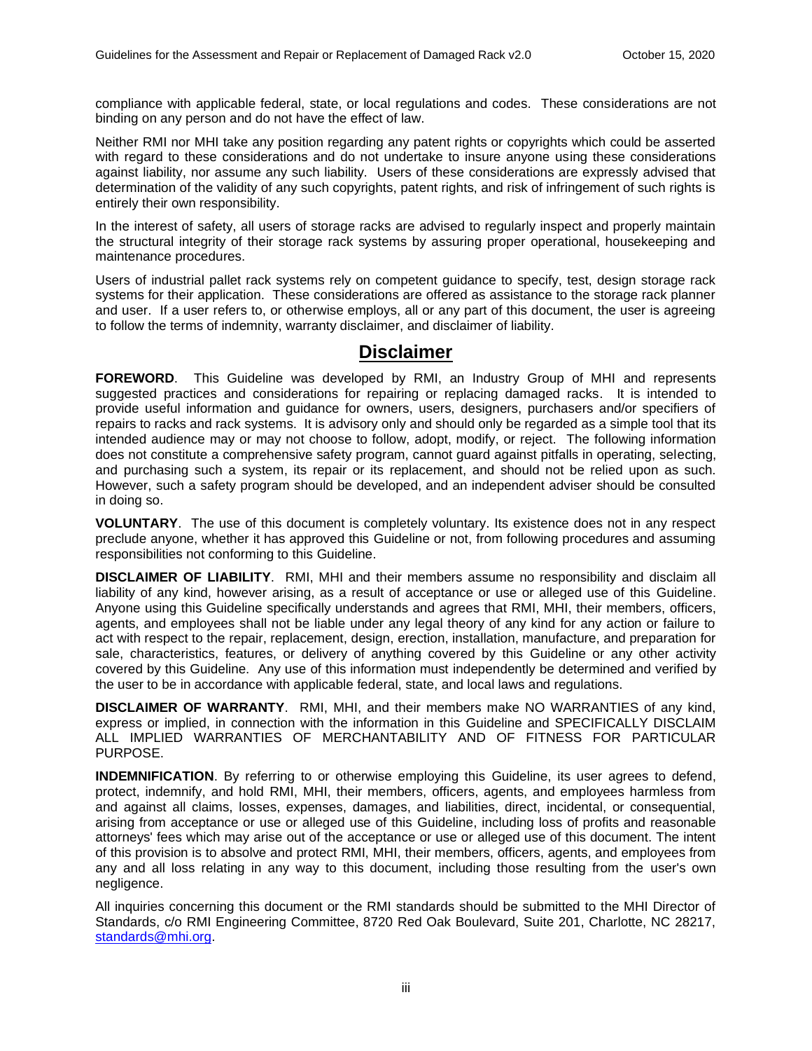compliance with applicable federal, state, or local regulations and codes. These considerations are not binding on any person and do not have the effect of law.

Neither RMI nor MHI take any position regarding any patent rights or copyrights which could be asserted with regard to these considerations and do not undertake to insure anyone using these considerations against liability, nor assume any such liability. Users of these considerations are expressly advised that determination of the validity of any such copyrights, patent rights, and risk of infringement of such rights is entirely their own responsibility.

In the interest of safety, all users of storage racks are advised to regularly inspect and properly maintain the structural integrity of their storage rack systems by assuring proper operational, housekeeping and maintenance procedures.

Users of industrial pallet rack systems rely on competent guidance to specify, test, design storage rack systems for their application. These considerations are offered as assistance to the storage rack planner and user. If a user refers to, or otherwise employs, all or any part of this document, the user is agreeing to follow the terms of indemnity, warranty disclaimer, and disclaimer of liability.

# Disclaimer

**FOREWORD**. This Guideline was developed by RMI, an Industry Group of MHI and represents suggested practices and considerations for repairing or replacing damaged racks. It is intended to provide useful information and guidance for owners, users, designers, purchasers and/or specifiers of repairs to racks and rack systems. It is advisory only and should only be regarded as a simple tool that its intended audience may or may not choose to follow, adopt, modify, or reject. The following information does not constitute a comprehensive safety program, cannot guard against pitfalls in operating, selecting, and purchasing such a system, its repair or its replacement, and should not be relied upon as such. However, such a safety program should be developed, and an independent adviser should be consulted in doing so.

**VOLUNTARY**. The use of this document is completely voluntary. Its existence does not in any respect preclude anyone, whether it has approved this Guideline or not, from following procedures and assuming responsibilities not conforming to this Guideline.

**DISCLAIMER OF LIABILITY**. RMI, MHI and their members assume no responsibility and disclaim all liability of any kind, however arising, as a result of acceptance or use or alleged use of this Guideline. Anyone using this Guideline specifically understands and agrees that RMI, MHI, their members, officers, agents, and employees shall not be liable under any legal theory of any kind for any action or failure to act with respect to the repair, replacement, design, erection, installation, manufacture, and preparation for sale, characteristics, features, or delivery of anything covered by this Guideline or any other activity covered by this Guideline. Any use of this information must independently be determined and verified by the user to be in accordance with applicable federal, state, and local laws and regulations.

**DISCLAIMER OF WARRANTY**. RMI, MHI, and their members make NO WARRANTIES of any kind, express or implied, in connection with the information in this Guideline and SPECIFICALLY DISCLAIM ALL IMPLIED WARRANTIES OF MERCHANTABILITY AND OF FITNESS FOR PARTICULAR PURPOSE.

**INDEMNIFICATION**. By referring to or otherwise employing this Guideline, its user agrees to defend, protect, indemnify, and hold RMI, MHI, their members, officers, agents, and employees harmless from and against all claims, losses, expenses, damages, and liabilities, direct, incidental, or consequential, arising from acceptance or use or alleged use of this Guideline, including loss of profits and reasonable attorneys' fees which may arise out of the acceptance or use or alleged use of this document. The intent of this provision is to absolve and protect RMI, MHI, their members, officers, agents, and employees from any and all loss relating in any way to this document, including those resulting from the user's own negligence.

All inquiries concerning this document or the RMI standards should be submitted to the MHI Director of Standards, c/o RMI Engineering Committee, 8720 Red Oak Boulevard, Suite 201, Charlotte, NC 28217, [standards@mhi.org](mailto:standards@mhi.org).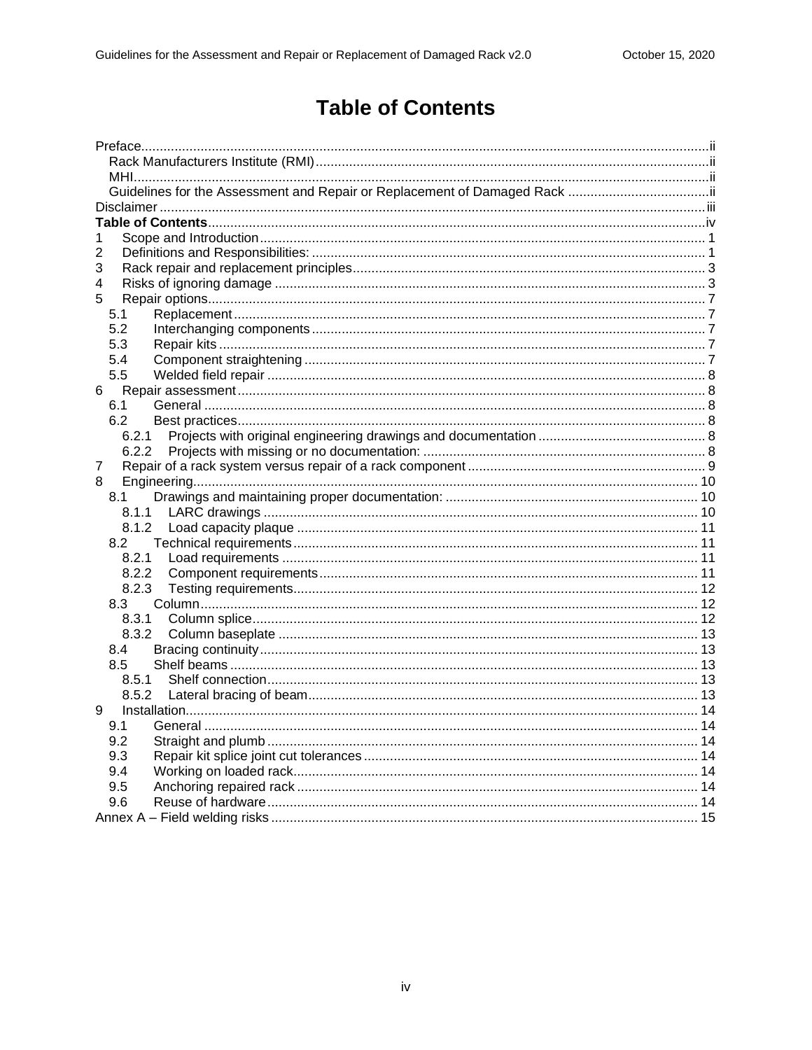# Table of Contents

Preface ..... ii
- Rack Manufacturers Institute (RMI) ..... ii
- MHI ..... ii
- Guidelines for the Assessment and Repair or Replacement of Damaged Rack ..... ii

Disclaimer ..... iii

**Table of Contents** ..... iv

1 Scope and Introduction ..... 1
2 Definitions and Responsibilities: ..... 1
3 Rack repair and replacement principles ..... 3
4 Risks of ignoring damage ..... 3
5 Repair options ..... 7
- 5.1 Replacement ..... 7
- 5.2 Interchanging components ..... 7
- 5.3 Repair kits ..... 7
- 5.4 Component straightening ..... 7
- 5.5 Welded field repair ..... 8

6 Repair assessment ..... 8
- 6.1 General ..... 8
- 6.2 Best practices ..... 8
  - 6.2.1 Projects with original engineering drawings and documentation ..... 8
  - 6.2.2 Projects with missing or no documentation: ..... 8

7 Repair of a rack system versus repair of a rack component ..... 9
8 Engineering ..... 10
- 8.1 Drawings and maintaining proper documentation: ..... 10
  - 8.1.1 LARC drawings ..... 10
  - 8.1.2 Load capacity plaque ..... 11
- 8.2 Technical requirements ..... 11
  - 8.2.1 Load requirements ..... 11
  - 8.2.2 Component requirements ..... 11
  - 8.2.3 Testing requirements ..... 12
- 8.3 Column ..... 12
  - 8.3.1 Column splice ..... 12
  - 8.3.2 Column baseplate ..... 13
- 8.4 Bracing continuity ..... 13
- 8.5 Shelf beams ..... 13
  - 8.5.1 Shelf connection ..... 13
  - 8.5.2 Lateral bracing of beam ..... 13

9 Installation ..... 14
- 9.1 General ..... 14
- 9.2 Straight and plumb ..... 14
- 9.3 Repair kit splice joint cut tolerances ..... 14
- 9.4 Working on loaded rack ..... 14
- 9.5 Anchoring repaired rack ..... 14
- 9.6 Reuse of hardware ..... 14

Annex A – Field welding risks ..... 15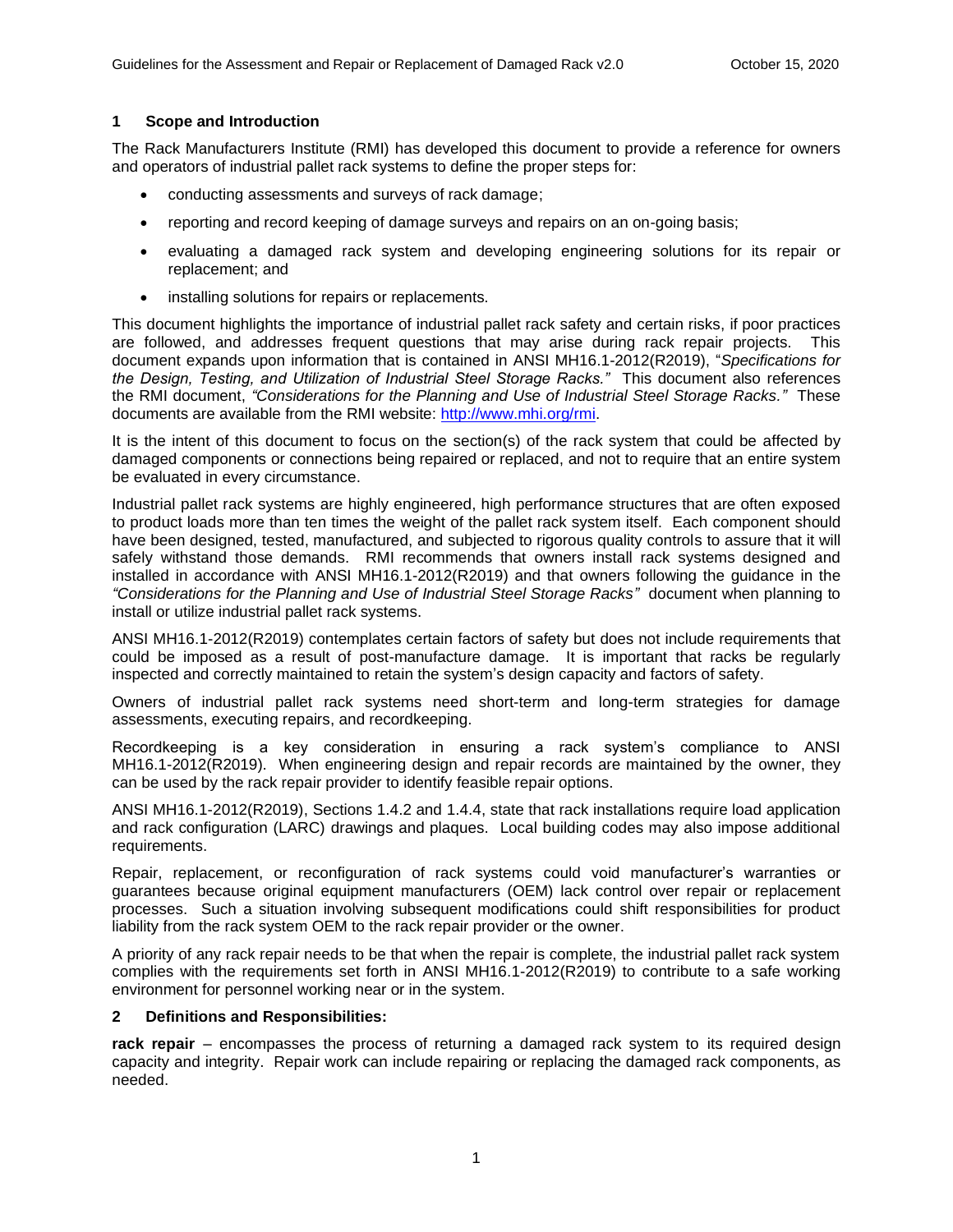## 1 Scope and Introduction

The Rack Manufacturers Institute (RMI) has developed this document to provide a reference for owners and operators of industrial pallet rack systems to define the proper steps for:

- conducting assessments and surveys of rack damage;
- reporting and record keeping of damage surveys and repairs on an on-going basis;
- evaluating a damaged rack system and developing engineering solutions for its repair or replacement; and
- installing solutions for repairs or replacements.

This document highlights the importance of industrial pallet rack safety and certain risks, if poor practices are followed, and addresses frequent questions that may arise during rack repair projects. This document expands upon information that is contained in ANSI MH16.1-2012(R2019), "*Specifications for the Design, Testing, and Utilization of Industrial Steel Storage Racks.*" This document also references the RMI document, *"Considerations for the Planning and Use of Industrial Steel Storage Racks."* These documents are available from the RMI website: [http://www.mhi.org/rmi](http://www.mhi.org/rmi).

It is the intent of this document to focus on the section(s) of the rack system that could be affected by damaged components or connections being repaired or replaced, and not to require that an entire system be evaluated in every circumstance.

Industrial pallet rack systems are highly engineered, high performance structures that are often exposed to product loads more than ten times the weight of the pallet rack system itself. Each component should have been designed, tested, manufactured, and subjected to rigorous quality controls to assure that it will safely withstand those demands. RMI recommends that owners install rack systems designed and installed in accordance with ANSI MH16.1-2012(R2019) and that owners following the guidance in the *"Considerations for the Planning and Use of Industrial Steel Storage Racks"* document when planning to install or utilize industrial pallet rack systems.

ANSI MH16.1-2012(R2019) contemplates certain factors of safety but does not include requirements that could be imposed as a result of post-manufacture damage. It is important that racks be regularly inspected and correctly maintained to retain the system's design capacity and factors of safety.

Owners of industrial pallet rack systems need short-term and long-term strategies for damage assessments, executing repairs, and recordkeeping.

Recordkeeping is a key consideration in ensuring a rack system's compliance to ANSI MH16.1-2012(R2019). When engineering design and repair records are maintained by the owner, they can be used by the rack repair provider to identify feasible repair options.

ANSI MH16.1-2012(R2019), Sections 1.4.2 and 1.4.4, state that rack installations require load application and rack configuration (LARC) drawings and plaques. Local building codes may also impose additional requirements.

Repair, replacement, or reconfiguration of rack systems could void manufacturer's warranties or guarantees because original equipment manufacturers (OEM) lack control over repair or replacement processes. Such a situation involving subsequent modifications could shift responsibilities for product liability from the rack system OEM to the rack repair provider or the owner.

A priority of any rack repair needs to be that when the repair is complete, the industrial pallet rack system complies with the requirements set forth in ANSI MH16.1-2012(R2019) to contribute to a safe working environment for personnel working near or in the system.

## 2 Definitions and Responsibilities:

**rack repair** – encompasses the process of returning a damaged rack system to its required design capacity and integrity. Repair work can include repairing or replacing the damaged rack components, as needed.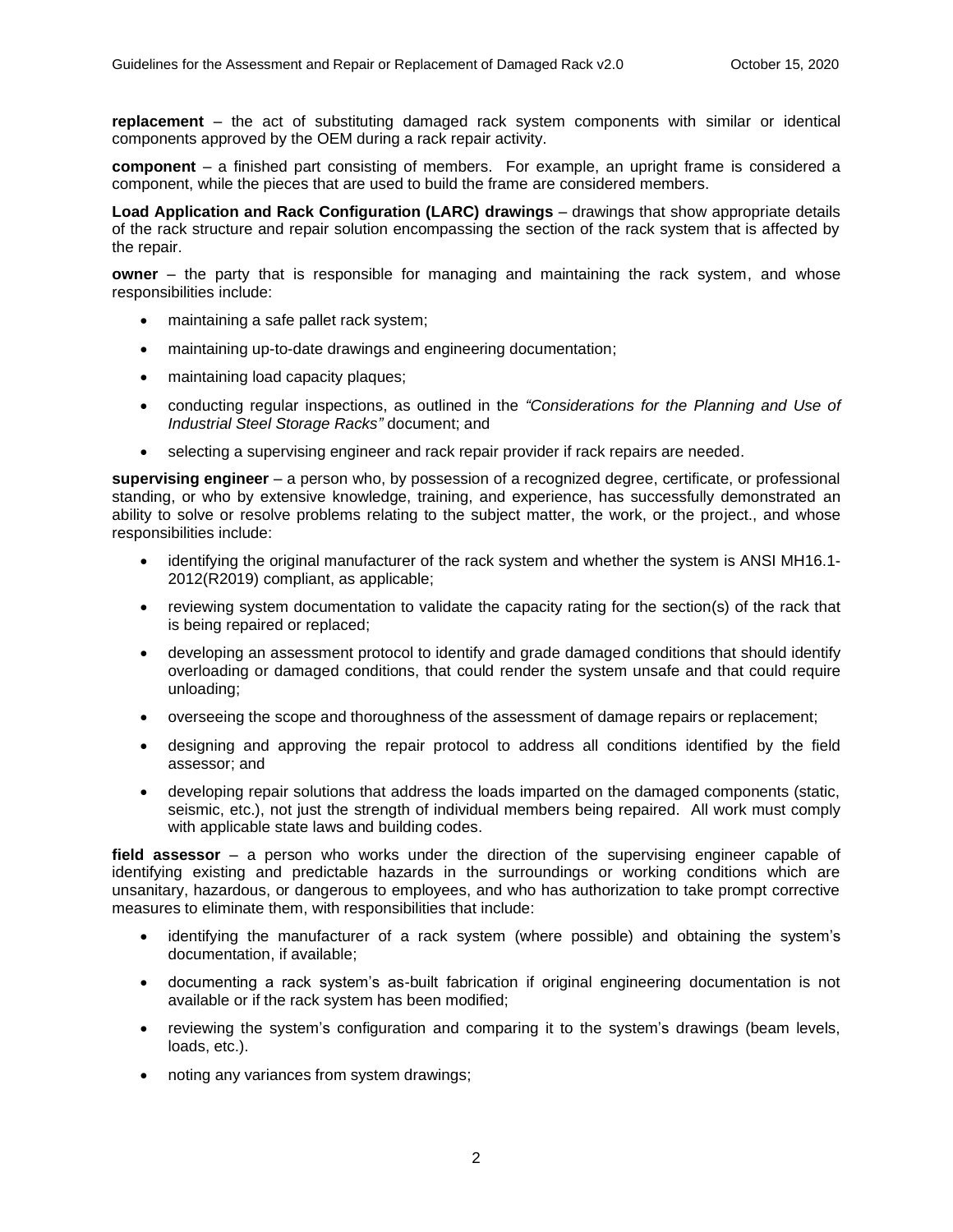**replacement** – the act of substituting damaged rack system components with similar or identical components approved by the OEM during a rack repair activity.

**component** – a finished part consisting of members. For example, an upright frame is considered a component, while the pieces that are used to build the frame are considered members.

**Load Application and Rack Configuration (LARC) drawings** – drawings that show appropriate details of the rack structure and repair solution encompassing the section of the rack system that is affected by the repair.

**owner** – the party that is responsible for managing and maintaining the rack system, and whose responsibilities include:

- maintaining a safe pallet rack system;
- maintaining up-to-date drawings and engineering documentation;
- maintaining load capacity plaques;
- conducting regular inspections, as outlined in the *"Considerations for the Planning and Use of Industrial Steel Storage Racks"* document; and
- selecting a supervising engineer and rack repair provider if rack repairs are needed.

**supervising engineer** – a person who, by possession of a recognized degree, certificate, or professional standing, or who by extensive knowledge, training, and experience, has successfully demonstrated an ability to solve or resolve problems relating to the subject matter, the work, or the project., and whose responsibilities include:

- identifying the original manufacturer of the rack system and whether the system is ANSI MH16.1-2012(R2019) compliant, as applicable;
- reviewing system documentation to validate the capacity rating for the section(s) of the rack that is being repaired or replaced;
- developing an assessment protocol to identify and grade damaged conditions that should identify overloading or damaged conditions, that could render the system unsafe and that could require unloading;
- overseeing the scope and thoroughness of the assessment of damage repairs or replacement;
- designing and approving the repair protocol to address all conditions identified by the field assessor; and
- developing repair solutions that address the loads imparted on the damaged components (static, seismic, etc.), not just the strength of individual members being repaired. All work must comply with applicable state laws and building codes.

**field assessor** – a person who works under the direction of the supervising engineer capable of identifying existing and predictable hazards in the surroundings or working conditions which are unsanitary, hazardous, or dangerous to employees, and who has authorization to take prompt corrective measures to eliminate them, with responsibilities that include:

- identifying the manufacturer of a rack system (where possible) and obtaining the system's documentation, if available;
- documenting a rack system's as-built fabrication if original engineering documentation is not available or if the rack system has been modified;
- reviewing the system's configuration and comparing it to the system's drawings (beam levels, loads, etc.).
- noting any variances from system drawings;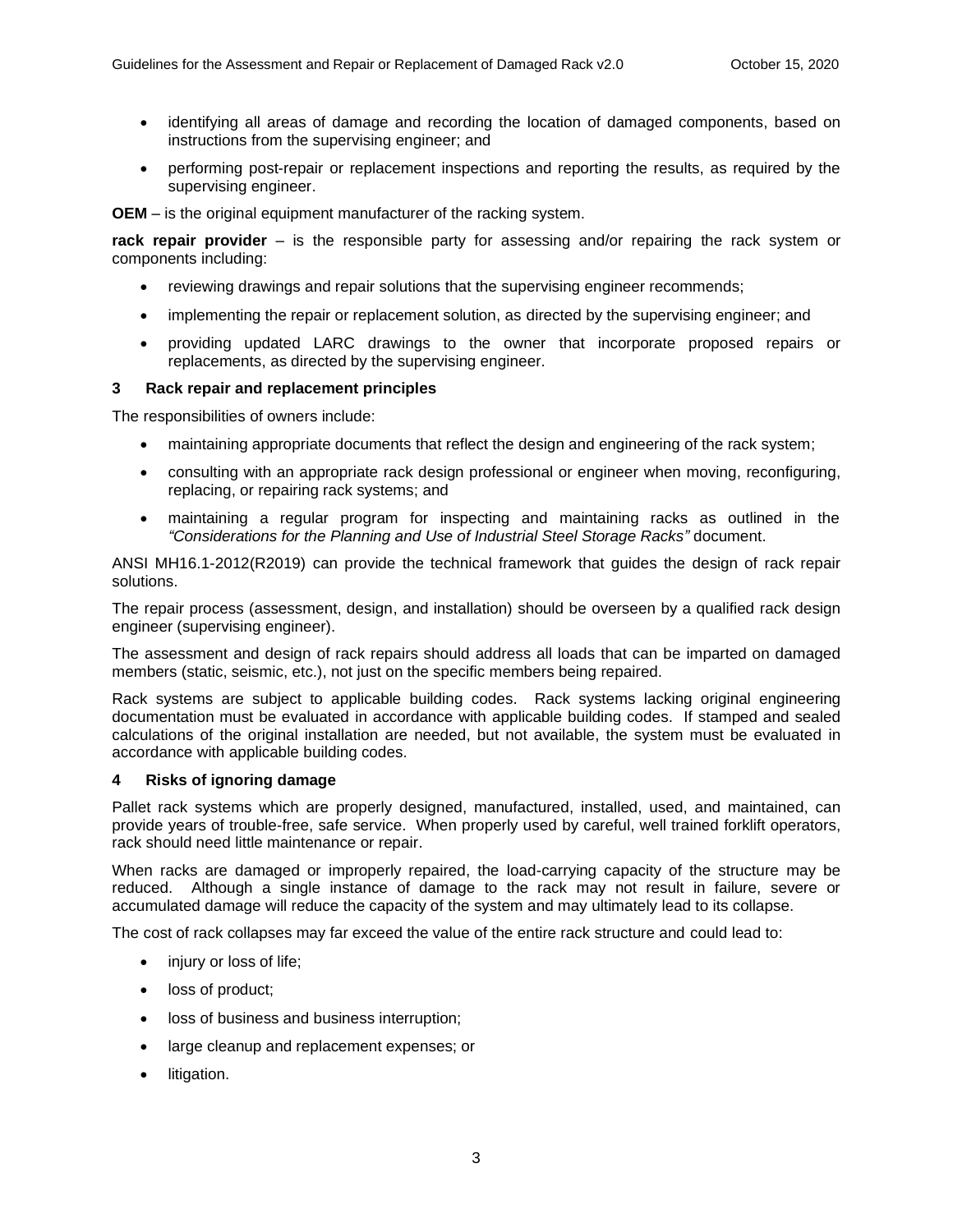- identifying all areas of damage and recording the location of damaged components, based on instructions from the supervising engineer; and
- performing post-repair or replacement inspections and reporting the results, as required by the supervising engineer.

**OEM** – is the original equipment manufacturer of the racking system.

**rack repair provider** – is the responsible party for assessing and/or repairing the rack system or components including:

- reviewing drawings and repair solutions that the supervising engineer recommends;
- implementing the repair or replacement solution, as directed by the supervising engineer; and
- providing updated LARC drawings to the owner that incorporate proposed repairs or replacements, as directed by the supervising engineer.

## 3 Rack repair and replacement principles

The responsibilities of owners include:

- maintaining appropriate documents that reflect the design and engineering of the rack system;
- consulting with an appropriate rack design professional or engineer when moving, reconfiguring, replacing, or repairing rack systems; and
- maintaining a regular program for inspecting and maintaining racks as outlined in the *"Considerations for the Planning and Use of Industrial Steel Storage Racks"* document.

ANSI MH16.1-2012(R2019) can provide the technical framework that guides the design of rack repair solutions.

The repair process (assessment, design, and installation) should be overseen by a qualified rack design engineer (supervising engineer).

The assessment and design of rack repairs should address all loads that can be imparted on damaged members (static, seismic, etc.), not just on the specific members being repaired.

Rack systems are subject to applicable building codes. Rack systems lacking original engineering documentation must be evaluated in accordance with applicable building codes. If stamped and sealed calculations of the original installation are needed, but not available, the system must be evaluated in accordance with applicable building codes.

## 4 Risks of ignoring damage

Pallet rack systems which are properly designed, manufactured, installed, used, and maintained, can provide years of trouble-free, safe service. When properly used by careful, well trained forklift operators, rack should need little maintenance or repair.

When racks are damaged or improperly repaired, the load-carrying capacity of the structure may be reduced. Although a single instance of damage to the rack may not result in failure, severe or accumulated damage will reduce the capacity of the system and may ultimately lead to its collapse.

The cost of rack collapses may far exceed the value of the entire rack structure and could lead to:

- injury or loss of life;
- loss of product;
- loss of business and business interruption;
- large cleanup and replacement expenses; or
- litigation.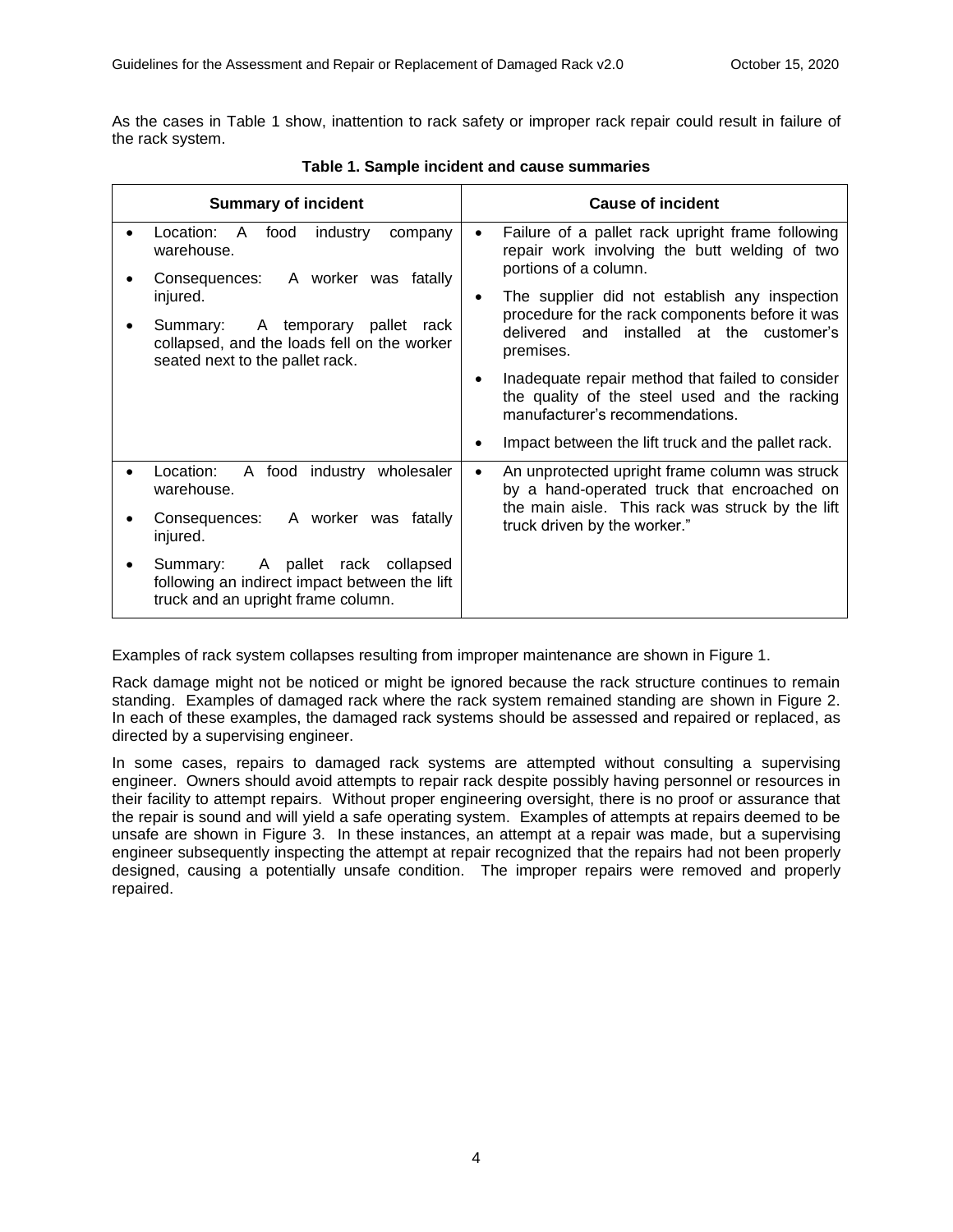As the cases in Table 1 show, inattention to rack safety or improper rack repair could result in failure of the rack system.

**Table 1. Sample incident and cause summaries**

| Summary of incident | Cause of incident |
|---|---|
| • Location: A food industry company warehouse.<br>• Consequences: A worker was fatally injured.<br>• Summary: A temporary pallet rack collapsed, and the loads fell on the worker seated next to the pallet rack. | • Failure of a pallet rack upright frame following repair work involving the butt welding of two portions of a column.<br>• The supplier did not establish any inspection procedure for the rack components before it was delivered and installed at the customer's premises.<br>• Inadequate repair method that failed to consider the quality of the steel used and the racking manufacturer's recommendations.<br>• Impact between the lift truck and the pallet rack. |
| • Location: A food industry wholesaler warehouse.<br>• Consequences: A worker was fatally injured.<br>• Summary: A pallet rack collapsed following an indirect impact between the lift truck and an upright frame column. | • An unprotected upright frame column was struck by a hand-operated truck that encroached on the main aisle. This rack was struck by the lift truck driven by the worker." |

Examples of rack system collapses resulting from improper maintenance are shown in Figure 1.

Rack damage might not be noticed or might be ignored because the rack structure continues to remain standing. Examples of damaged rack where the rack system remained standing are shown in Figure 2. In each of these examples, the damaged rack systems should be assessed and repaired or replaced, as directed by a supervising engineer.

In some cases, repairs to damaged rack systems are attempted without consulting a supervising engineer. Owners should avoid attempts to repair rack despite possibly having personnel or resources in their facility to attempt repairs. Without proper engineering oversight, there is no proof or assurance that the repair is sound and will yield a safe operating system. Examples of attempts at repairs deemed to be unsafe are shown in Figure 3. In these instances, an attempt at a repair was made, but a supervising engineer subsequently inspecting the attempt at repair recognized that the repairs had not been properly designed, causing a potentially unsafe condition. The improper repairs were removed and properly repaired.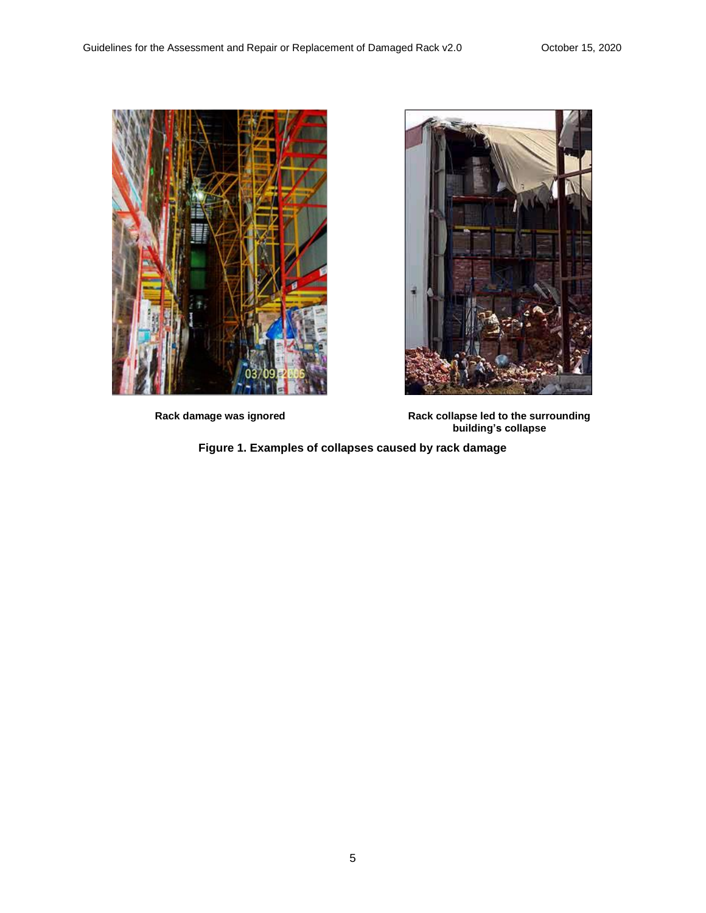Rack damage was ignored

Rack collapse led to the surrounding building's collapse

**Figure 1. Examples of collapses caused by rack damage**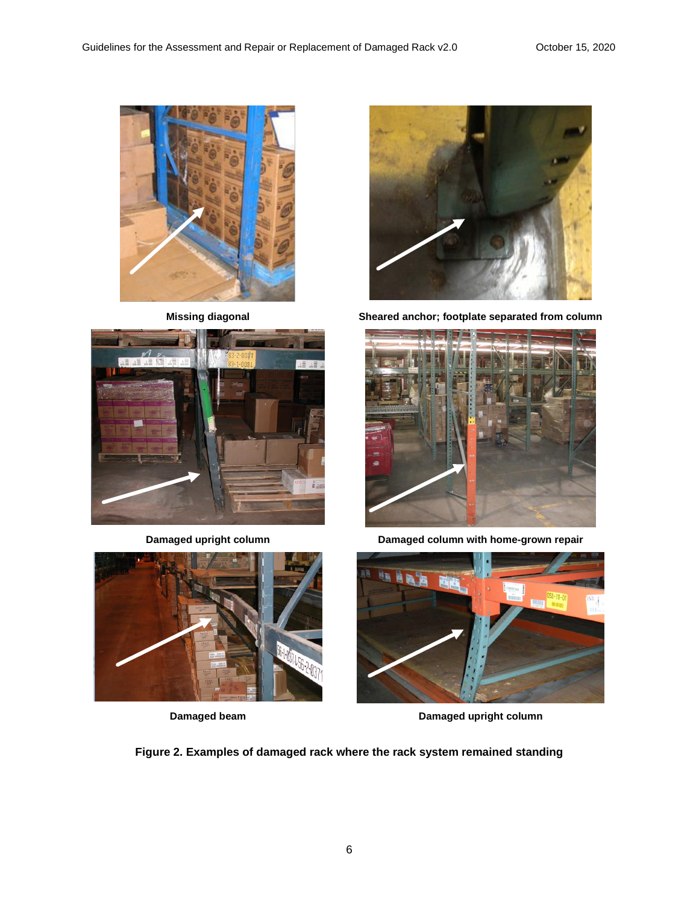Missing diagonal

Sheared anchor; footplate separated from column

Damaged upright column

Damaged column with home-grown repair

Damaged beam

Damaged upright column

**Figure 2. Examples of damaged rack where the rack system remained standing**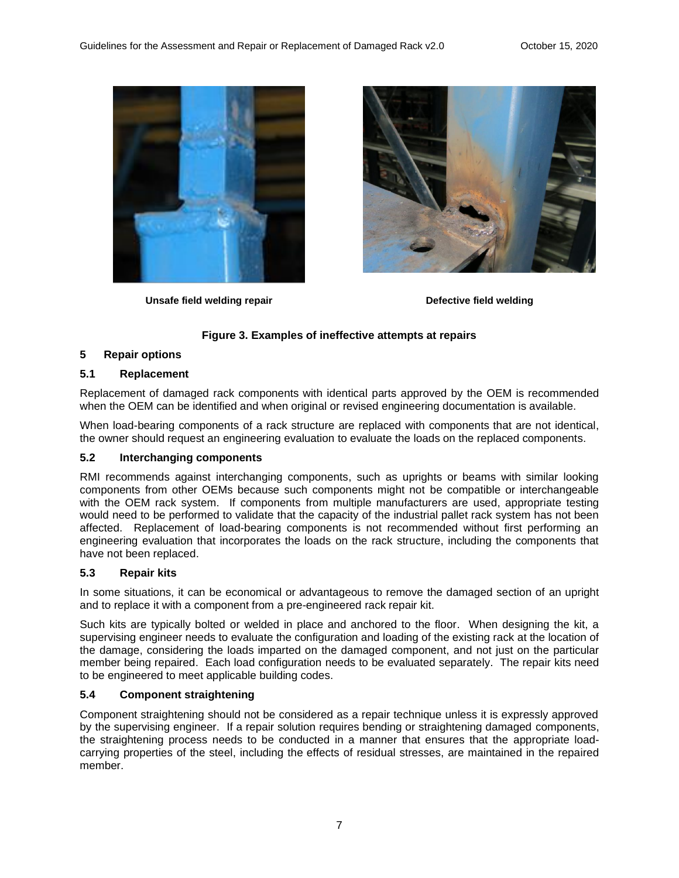Unsafe field welding repair

Defective field welding

**Figure 3. Examples of ineffective attempts at repairs**

## 5 Repair options

### 5.1 Replacement

Replacement of damaged rack components with identical parts approved by the OEM is recommended when the OEM can be identified and when original or revised engineering documentation is available.

When load-bearing components of a rack structure are replaced with components that are not identical, the owner should request an engineering evaluation to evaluate the loads on the replaced components.

### 5.2 Interchanging components

RMI recommends against interchanging components, such as uprights or beams with similar looking components from other OEMs because such components might not be compatible or interchangeable with the OEM rack system. If components from multiple manufacturers are used, appropriate testing would need to be performed to validate that the capacity of the industrial pallet rack system has not been affected. Replacement of load-bearing components is not recommended without first performing an engineering evaluation that incorporates the loads on the rack structure, including the components that have not been replaced.

### 5.3 Repair kits

In some situations, it can be economical or advantageous to remove the damaged section of an upright and to replace it with a component from a pre-engineered rack repair kit.

Such kits are typically bolted or welded in place and anchored to the floor. When designing the kit, a supervising engineer needs to evaluate the configuration and loading of the existing rack at the location of the damage, considering the loads imparted on the damaged component, and not just on the particular member being repaired. Each load configuration needs to be evaluated separately. The repair kits need to be engineered to meet applicable building codes.

### 5.4 Component straightening

Component straightening should not be considered as a repair technique unless it is expressly approved by the supervising engineer. If a repair solution requires bending or straightening damaged components, the straightening process needs to be conducted in a manner that ensures that the appropriate load-carrying properties of the steel, including the effects of residual stresses, are maintained in the repaired member.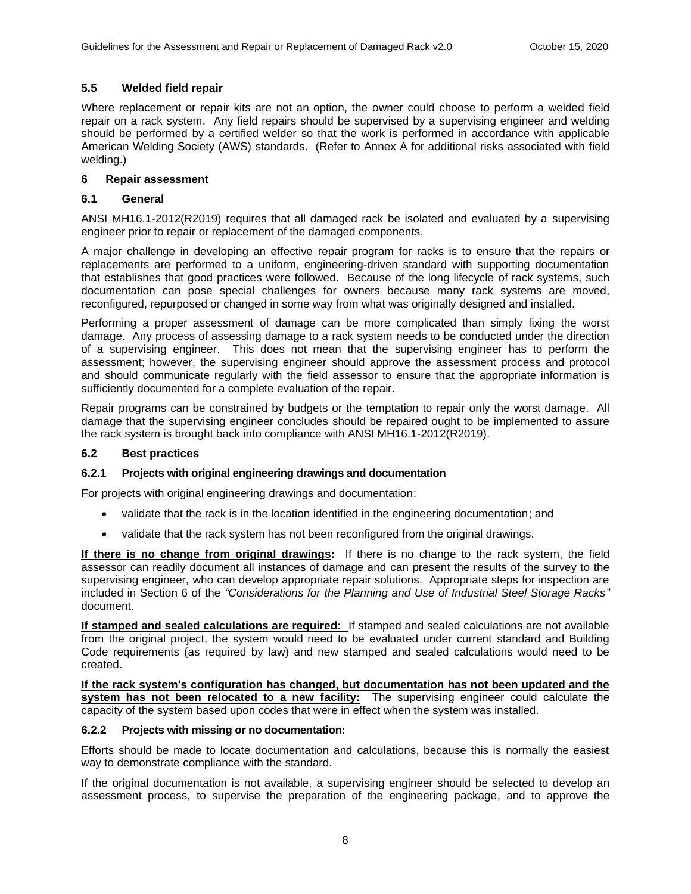### 5.5 Welded field repair

Where replacement or repair kits are not an option, the owner could choose to perform a welded field repair on a rack system. Any field repairs should be supervised by a supervising engineer and welding should be performed by a certified welder so that the work is performed in accordance with applicable American Welding Society (AWS) standards. (Refer to Annex A for additional risks associated with field welding.)

## 6 Repair assessment

### 6.1 General

ANSI MH16.1-2012(R2019) requires that all damaged rack be isolated and evaluated by a supervising engineer prior to repair or replacement of the damaged components.

A major challenge in developing an effective repair program for racks is to ensure that the repairs or replacements are performed to a uniform, engineering-driven standard with supporting documentation that establishes that good practices were followed. Because of the long lifecycle of rack systems, such documentation can pose special challenges for owners because many rack systems are moved, reconfigured, repurposed or changed in some way from what was originally designed and installed.

Performing a proper assessment of damage can be more complicated than simply fixing the worst damage. Any process of assessing damage to a rack system needs to be conducted under the direction of a supervising engineer. This does not mean that the supervising engineer has to perform the assessment; however, the supervising engineer should approve the assessment process and protocol and should communicate regularly with the field assessor to ensure that the appropriate information is sufficiently documented for a complete evaluation of the repair.

Repair programs can be constrained by budgets or the temptation to repair only the worst damage. All damage that the supervising engineer concludes should be repaired ought to be implemented to assure the rack system is brought back into compliance with ANSI MH16.1-2012(R2019).

### 6.2 Best practices

#### 6.2.1 Projects with original engineering drawings and documentation

For projects with original engineering drawings and documentation:

- validate that the rack is in the location identified in the engineering documentation; and
- validate that the rack system has not been reconfigured from the original drawings.

**If there is no change from original drawings:** If there is no change to the rack system, the field assessor can readily document all instances of damage and can present the results of the survey to the supervising engineer, who can develop appropriate repair solutions. Appropriate steps for inspection are included in Section 6 of the *"Considerations for the Planning and Use of Industrial Steel Storage Racks"* document.

**If stamped and sealed calculations are required:** If stamped and sealed calculations are not available from the original project, the system would need to be evaluated under current standard and Building Code requirements (as required by law) and new stamped and sealed calculations would need to be created.

**If the rack system's configuration has changed, but documentation has not been updated and the system has not been relocated to a new facility:** The supervising engineer could calculate the capacity of the system based upon codes that were in effect when the system was installed.

#### 6.2.2 Projects with missing or no documentation:

Efforts should be made to locate documentation and calculations, because this is normally the easiest way to demonstrate compliance with the standard.

If the original documentation is not available, a supervising engineer should be selected to develop an assessment process, to supervise the preparation of the engineering package, and to approve the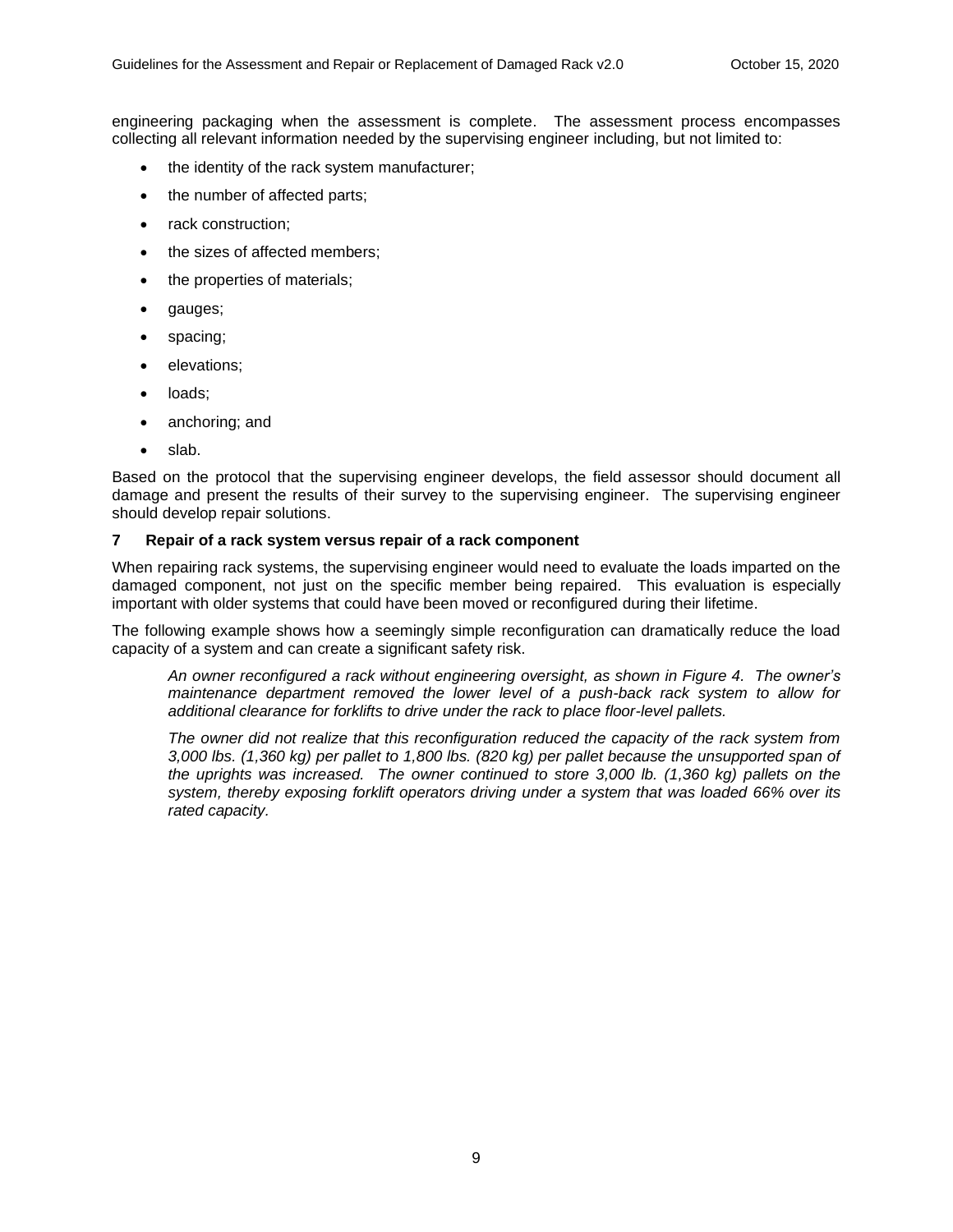engineering packaging when the assessment is complete. The assessment process encompasses collecting all relevant information needed by the supervising engineer including, but not limited to:

- the identity of the rack system manufacturer;
- the number of affected parts;
- rack construction;
- the sizes of affected members;
- the properties of materials;
- gauges;
- spacing;
- elevations;
- loads;
- anchoring; and
- slab.

Based on the protocol that the supervising engineer develops, the field assessor should document all damage and present the results of their survey to the supervising engineer. The supervising engineer should develop repair solutions.

## 7 Repair of a rack system versus repair of a rack component

When repairing rack systems, the supervising engineer would need to evaluate the loads imparted on the damaged component, not just on the specific member being repaired. This evaluation is especially important with older systems that could have been moved or reconfigured during their lifetime.

The following example shows how a seemingly simple reconfiguration can dramatically reduce the load capacity of a system and can create a significant safety risk.

> *An owner reconfigured a rack without engineering oversight, as shown in Figure 4. The owner's maintenance department removed the lower level of a push-back rack system to allow for additional clearance for forklifts to drive under the rack to place floor-level pallets.*
>
> *The owner did not realize that this reconfiguration reduced the capacity of the rack system from 3,000 lbs. (1,360 kg) per pallet to 1,800 lbs. (820 kg) per pallet because the unsupported span of the uprights was increased. The owner continued to store 3,000 lb. (1,360 kg) pallets on the system, thereby exposing forklift operators driving under a system that was loaded 66% over its rated capacity.*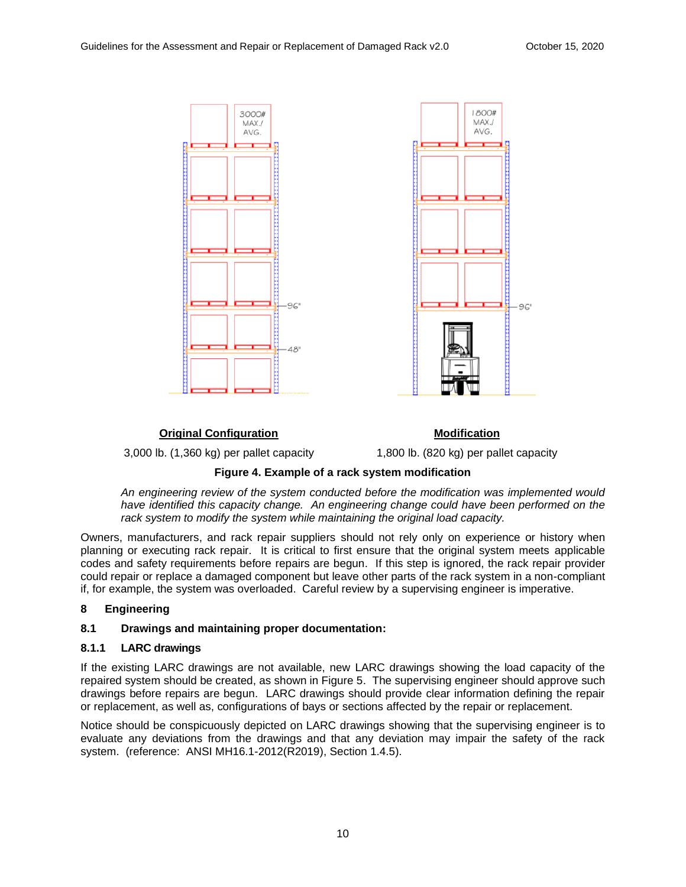**Original Configuration**

3,000 lb. (1,360 kg) per pallet capacity

**Modification**

1,800 lb. (820 kg) per pallet capacity

**Figure 4. Example of a rack system modification**

*An engineering review of the system conducted before the modification was implemented would have identified this capacity change. An engineering change could have been performed on the rack system to modify the system while maintaining the original load capacity.*

Owners, manufacturers, and rack repair suppliers should not rely only on experience or history when planning or executing rack repair. It is critical to first ensure that the original system meets applicable codes and safety requirements before repairs are begun. If this step is ignored, the rack repair provider could repair or replace a damaged component but leave other parts of the rack system in a non-compliant if, for example, the system was overloaded. Careful review by a supervising engineer is imperative.

# 8 Engineering

## 8.1 Drawings and maintaining proper documentation:

### 8.1.1 LARC drawings

If the existing LARC drawings are not available, new LARC drawings showing the load capacity of the repaired system should be created, as shown in Figure 5. The supervising engineer should approve such drawings before repairs are begun. LARC drawings should provide clear information defining the repair or replacement, as well as, configurations of bays or sections affected by the repair or replacement.

Notice should be conspicuously depicted on LARC drawings showing that the supervising engineer is to evaluate any deviations from the drawings and that any deviation may impair the safety of the rack system. (reference: ANSI MH16.1-2012(R2019), Section 1.4.5).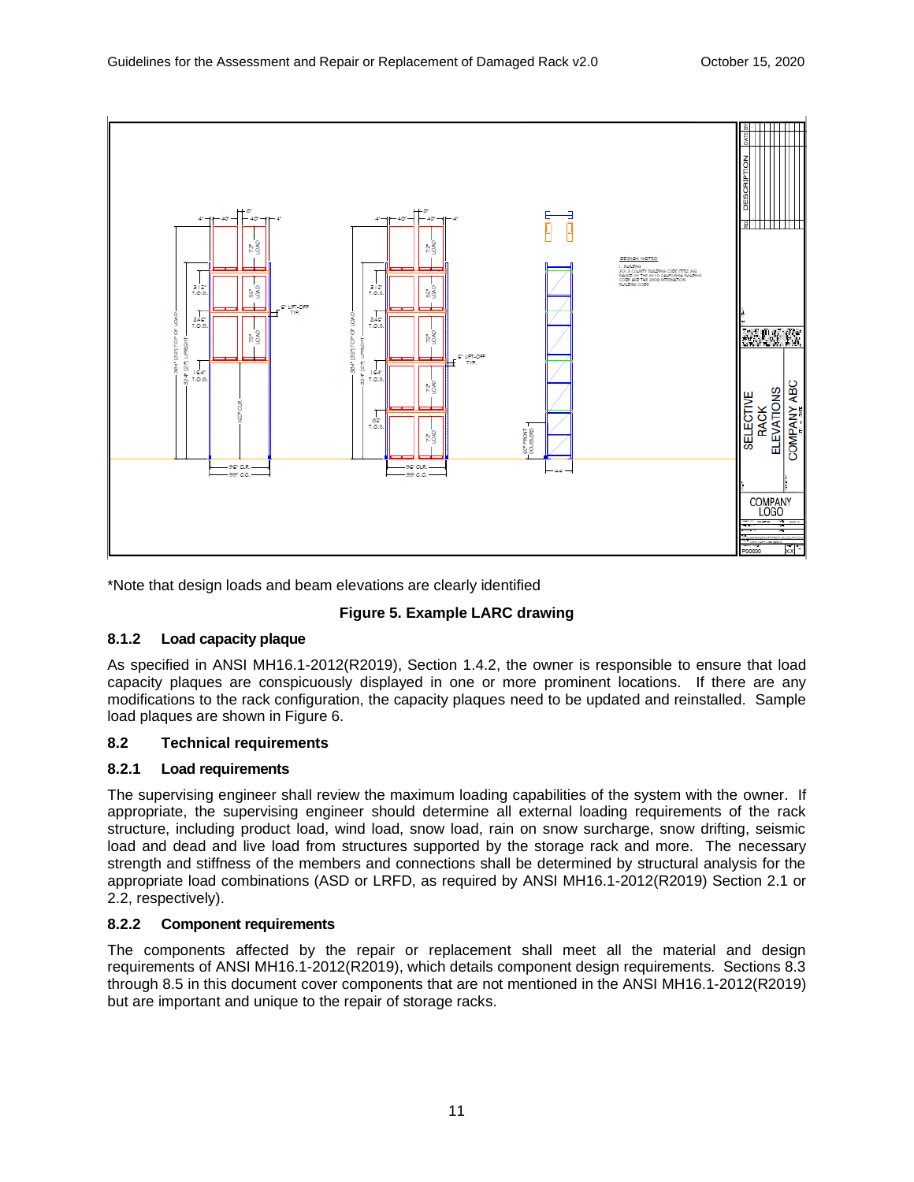*Note that design loads and beam elevations are clearly identified

**Figure 5. Example LARC drawing**

### 8.1.2 Load capacity plaque

As specified in ANSI MH16.1-2012(R2019), Section 1.4.2, the owner is responsible to ensure that load capacity plaques are conspicuously displayed in one or more prominent locations. If there are any modifications to the rack configuration, the capacity plaques need to be updated and reinstalled. Sample load plaques are shown in Figure 6.

## 8.2 Technical requirements

### 8.2.1 Load requirements

The supervising engineer shall review the maximum loading capabilities of the system with the owner. If appropriate, the supervising engineer should determine all external loading requirements of the rack structure, including product load, wind load, snow load, rain on snow surcharge, snow drifting, seismic load and dead and live load from structures supported by the storage rack and more. The necessary strength and stiffness of the members and connections shall be determined by structural analysis for the appropriate load combinations (ASD or LRFD, as required by ANSI MH16.1-2012(R2019) Section 2.1 or 2.2, respectively).

### 8.2.2 Component requirements

The components affected by the repair or replacement shall meet all the material and design requirements of ANSI MH16.1-2012(R2019), which details component design requirements. Sections 8.3 through 8.5 in this document cover components that are not mentioned in the ANSI MH16.1-2012(R2019) but are important and unique to the repair of storage racks.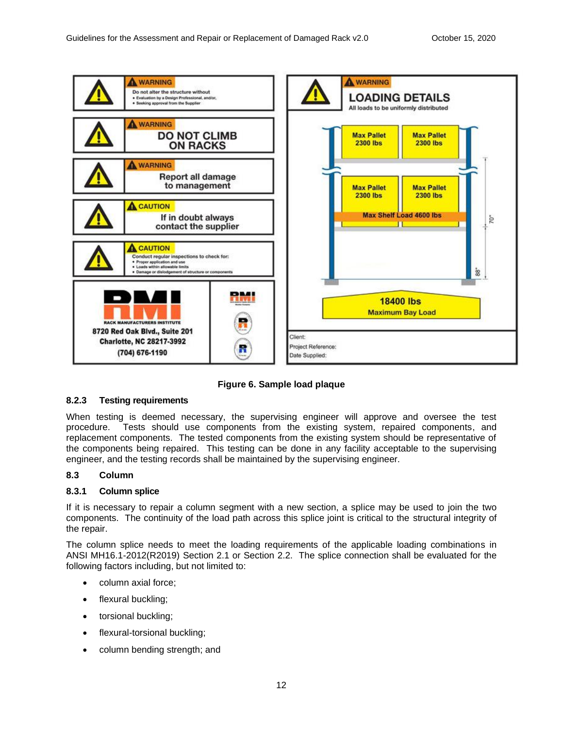| | |
|---|---|
| WARNING<br>Do not alter the structure without<br>• Evaluation by a Design Professional, and/or,<br>• Seeking approval from the Supplier | WARNING<br>LOADING DETAILS<br>All loads to be uniformly distributed<br>Max Pallet 2300 lbs · Max Pallet 2300 lbs<br>Max Pallet 2300 lbs · Max Pallet 2300 lbs<br>Max Shelf Load 4600 lbs<br>70"<br>88"<br>18400 lbs<br>Maximum Bay Load |
| WARNING<br>DO NOT CLIMB ON RACKS | |
| WARNING<br>Report all damage to management | |
| CAUTION<br>If in doubt always contact the supplier | |
| CAUTION<br>Conduct regular inspections to check for:<br>• Proper application and use<br>• Loads within allowable limits<br>• Damage or dislodgement of structure or components | |
| RMI<br>RACK MANUFACTURERS INSTITUTE<br>8720 Red Oak Blvd., Suite 201<br>Charlotte, NC 28217-3992<br>(704) 676-1190 | Client:<br>Project Reference:<br>Date Supplied: |

**Figure 6. Sample load plaque**

### 8.2.3 Testing requirements

When testing is deemed necessary, the supervising engineer will approve and oversee the test procedure. Tests should use components from the existing system, repaired components, and replacement components. The tested components from the existing system should be representative of the components being repaired. This testing can be done in any facility acceptable to the supervising engineer, and the testing records shall be maintained by the supervising engineer.

## 8.3 Column

### 8.3.1 Column splice

If it is necessary to repair a column segment with a new section, a splice may be used to join the two components. The continuity of the load path across this splice joint is critical to the structural integrity of the repair.

The column splice needs to meet the loading requirements of the applicable loading combinations in ANSI MH16.1-2012(R2019) Section 2.1 or Section 2.2. The splice connection shall be evaluated for the following factors including, but not limited to:

- column axial force;
- flexural buckling;
- torsional buckling;
- flexural-torsional buckling;
- column bending strength; and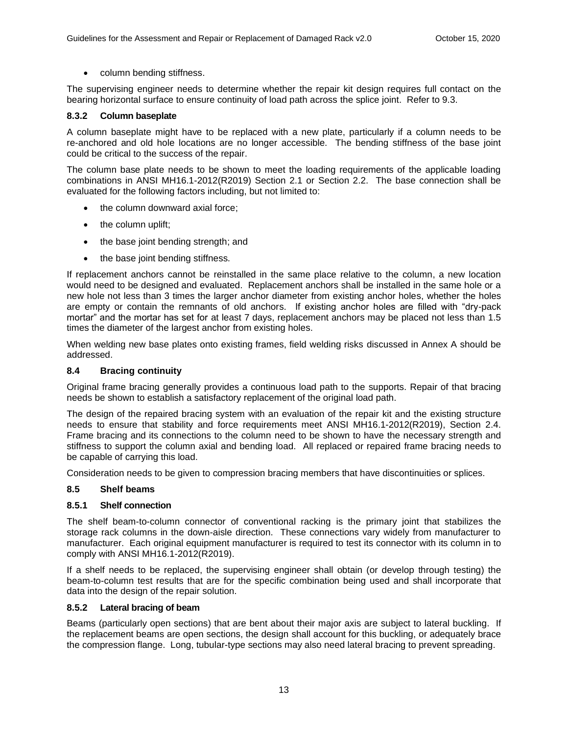- column bending stiffness.

The supervising engineer needs to determine whether the repair kit design requires full contact on the bearing horizontal surface to ensure continuity of load path across the splice joint. Refer to 9.3.

#### 8.3.2 Column baseplate

A column baseplate might have to be replaced with a new plate, particularly if a column needs to be re-anchored and old hole locations are no longer accessible. The bending stiffness of the base joint could be critical to the success of the repair.

The column base plate needs to be shown to meet the loading requirements of the applicable loading combinations in ANSI MH16.1-2012(R2019) Section 2.1 or Section 2.2. The base connection shall be evaluated for the following factors including, but not limited to:

- the column downward axial force;
- the column uplift;
- the base joint bending strength; and
- the base joint bending stiffness.

If replacement anchors cannot be reinstalled in the same place relative to the column, a new location would need to be designed and evaluated. Replacement anchors shall be installed in the same hole or a new hole not less than 3 times the larger anchor diameter from existing anchor holes, whether the holes are empty or contain the remnants of old anchors. If existing anchor holes are filled with "dry-pack mortar" and the mortar has set for at least 7 days, replacement anchors may be placed not less than 1.5 times the diameter of the largest anchor from existing holes.

When welding new base plates onto existing frames, field welding risks discussed in Annex A should be addressed.

### 8.4 Bracing continuity

Original frame bracing generally provides a continuous load path to the supports. Repair of that bracing needs be shown to establish a satisfactory replacement of the original load path.

The design of the repaired bracing system with an evaluation of the repair kit and the existing structure needs to ensure that stability and force requirements meet ANSI MH16.1-2012(R2019), Section 2.4. Frame bracing and its connections to the column need to be shown to have the necessary strength and stiffness to support the column axial and bending load. All replaced or repaired frame bracing needs to be capable of carrying this load.

Consideration needs to be given to compression bracing members that have discontinuities or splices.

### 8.5 Shelf beams

#### 8.5.1 Shelf connection

The shelf beam-to-column connector of conventional racking is the primary joint that stabilizes the storage rack columns in the down-aisle direction. These connections vary widely from manufacturer to manufacturer. Each original equipment manufacturer is required to test its connector with its column in to comply with ANSI MH16.1-2012(R2019).

If a shelf needs to be replaced, the supervising engineer shall obtain (or develop through testing) the beam-to-column test results that are for the specific combination being used and shall incorporate that data into the design of the repair solution.

#### 8.5.2 Lateral bracing of beam

Beams (particularly open sections) that are bent about their major axis are subject to lateral buckling. If the replacement beams are open sections, the design shall account for this buckling, or adequately brace the compression flange. Long, tubular-type sections may also need lateral bracing to prevent spreading.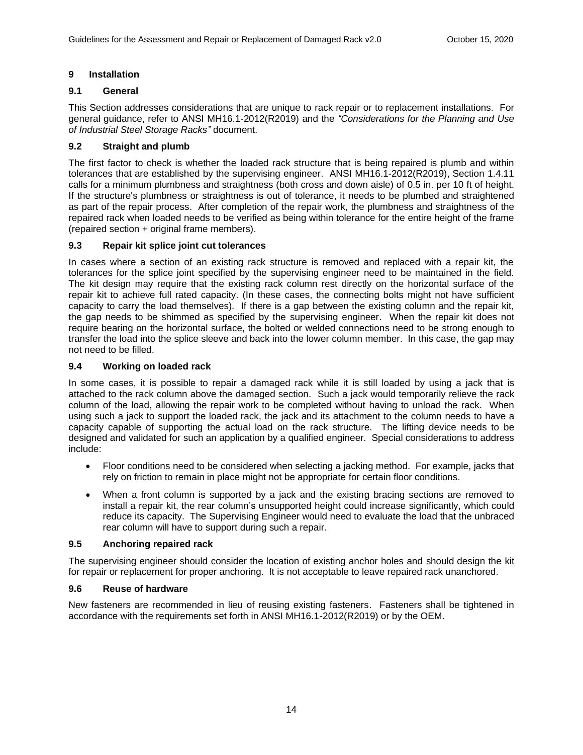## 9 Installation

### 9.1 General

This Section addresses considerations that are unique to rack repair or to replacement installations. For general guidance, refer to ANSI MH16.1-2012(R2019) and the *"Considerations for the Planning and Use of Industrial Steel Storage Racks"* document.

### 9.2 Straight and plumb

The first factor to check is whether the loaded rack structure that is being repaired is plumb and within tolerances that are established by the supervising engineer. ANSI MH16.1-2012(R2019), Section 1.4.11 calls for a minimum plumbness and straightness (both cross and down aisle) of 0.5 in. per 10 ft of height. If the structure's plumbness or straightness is out of tolerance, it needs to be plumbed and straightened as part of the repair process. After completion of the repair work, the plumbness and straightness of the repaired rack when loaded needs to be verified as being within tolerance for the entire height of the frame (repaired section + original frame members).

### 9.3 Repair kit splice joint cut tolerances

In cases where a section of an existing rack structure is removed and replaced with a repair kit, the tolerances for the splice joint specified by the supervising engineer need to be maintained in the field. The kit design may require that the existing rack column rest directly on the horizontal surface of the repair kit to achieve full rated capacity. (In these cases, the connecting bolts might not have sufficient capacity to carry the load themselves). If there is a gap between the existing column and the repair kit, the gap needs to be shimmed as specified by the supervising engineer. When the repair kit does not require bearing on the horizontal surface, the bolted or welded connections need to be strong enough to transfer the load into the splice sleeve and back into the lower column member. In this case, the gap may not need to be filled.

### 9.4 Working on loaded rack

In some cases, it is possible to repair a damaged rack while it is still loaded by using a jack that is attached to the rack column above the damaged section. Such a jack would temporarily relieve the rack column of the load, allowing the repair work to be completed without having to unload the rack. When using such a jack to support the loaded rack, the jack and its attachment to the column needs to have a capacity capable of supporting the actual load on the rack structure. The lifting device needs to be designed and validated for such an application by a qualified engineer. Special considerations to address include:

- Floor conditions need to be considered when selecting a jacking method. For example, jacks that rely on friction to remain in place might not be appropriate for certain floor conditions.
- When a front column is supported by a jack and the existing bracing sections are removed to install a repair kit, the rear column's unsupported height could increase significantly, which could reduce its capacity. The Supervising Engineer would need to evaluate the load that the unbraced rear column will have to support during such a repair.

### 9.5 Anchoring repaired rack

The supervising engineer should consider the location of existing anchor holes and should design the kit for repair or replacement for proper anchoring. It is not acceptable to leave repaired rack unanchored.

### 9.6 Reuse of hardware

New fasteners are recommended in lieu of reusing existing fasteners. Fasteners shall be tightened in accordance with the requirements set forth in ANSI MH16.1-2012(R2019) or by the OEM.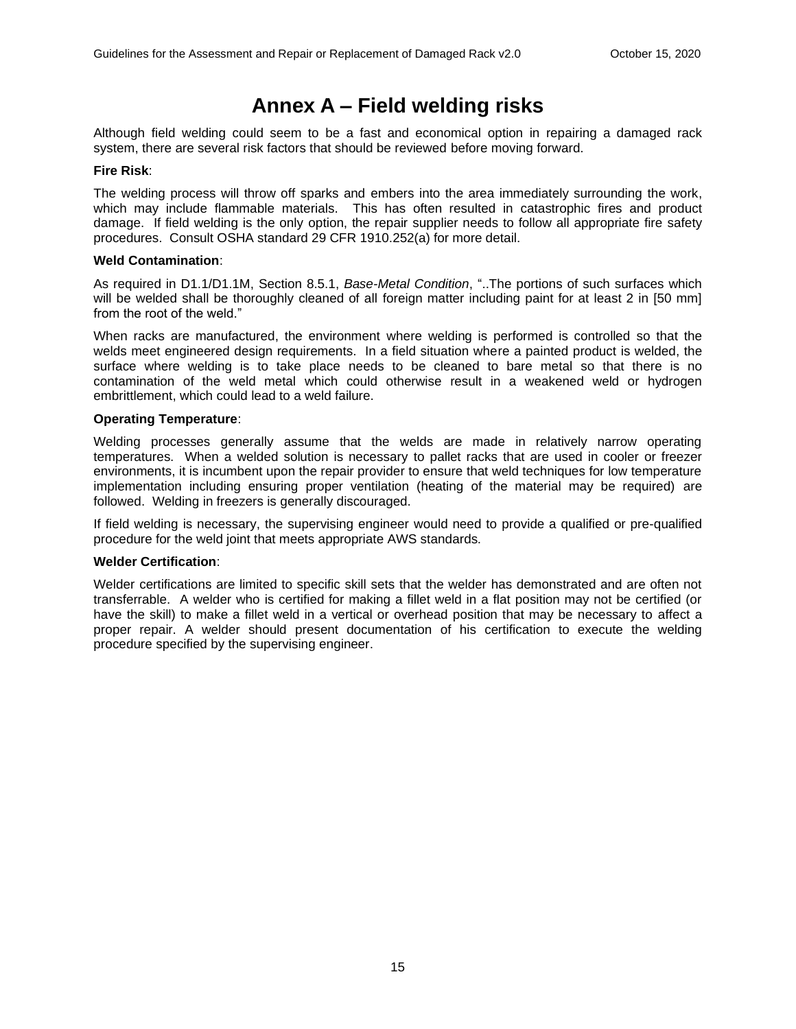# Annex A – Field welding risks

Although field welding could seem to be a fast and economical option in repairing a damaged rack system, there are several risk factors that should be reviewed before moving forward.

**Fire Risk**:

The welding process will throw off sparks and embers into the area immediately surrounding the work, which may include flammable materials. This has often resulted in catastrophic fires and product damage. If field welding is the only option, the repair supplier needs to follow all appropriate fire safety procedures. Consult OSHA standard 29 CFR 1910.252(a) for more detail.

**Weld Contamination**:

As required in D1.1/D1.1M, Section 8.5.1, *Base-Metal Condition*, "..The portions of such surfaces which will be welded shall be thoroughly cleaned of all foreign matter including paint for at least 2 in [50 mm] from the root of the weld."

When racks are manufactured, the environment where welding is performed is controlled so that the welds meet engineered design requirements. In a field situation where a painted product is welded, the surface where welding is to take place needs to be cleaned to bare metal so that there is no contamination of the weld metal which could otherwise result in a weakened weld or hydrogen embrittlement, which could lead to a weld failure.

**Operating Temperature**:

Welding processes generally assume that the welds are made in relatively narrow operating temperatures. When a welded solution is necessary to pallet racks that are used in cooler or freezer environments, it is incumbent upon the repair provider to ensure that weld techniques for low temperature implementation including ensuring proper ventilation (heating of the material may be required) are followed. Welding in freezers is generally discouraged.

If field welding is necessary, the supervising engineer would need to provide a qualified or pre-qualified procedure for the weld joint that meets appropriate AWS standards.

**Welder Certification**:

Welder certifications are limited to specific skill sets that the welder has demonstrated and are often not transferrable. A welder who is certified for making a fillet weld in a flat position may not be certified (or have the skill) to make a fillet weld in a vertical or overhead position that may be necessary to affect a proper repair. A welder should present documentation of his certification to execute the welding procedure specified by the supervising engineer.